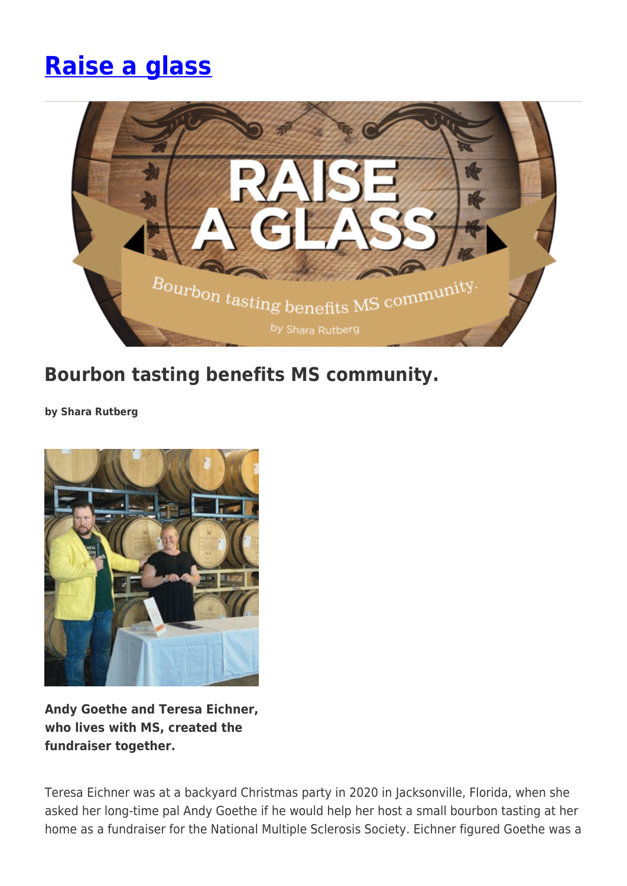# [Raise a glass]

## Bourbon tasting benefits MS community.

**by Shara Rutberg**

**Andy Goethe and Teresa Eichner, who lives with MS, created the fundraiser together.**

Teresa Eichner was at a backyard Christmas party in 2020 in Jacksonville, Florida, when she asked her long-time pal Andy Goethe if he would help her host a small bourbon tasting at her home as a fundraiser for the National Multiple Sclerosis Society. Eichner figured Goethe was a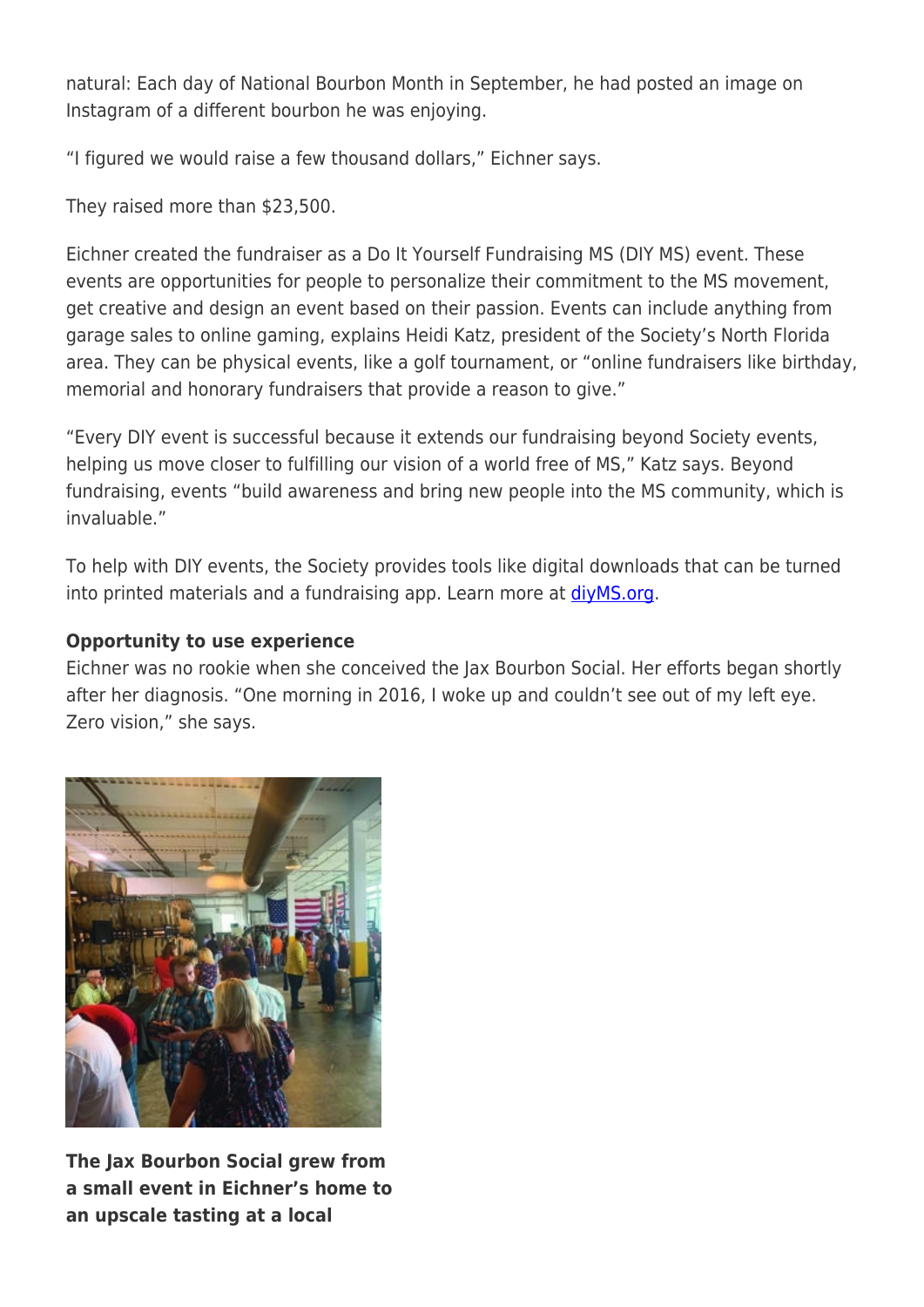natural: Each day of National Bourbon Month in September, he had posted an image on Instagram of a different bourbon he was enjoying.

"I figured we would raise a few thousand dollars," Eichner says.

They raised more than $23,500.

Eichner created the fundraiser as a Do It Yourself Fundraising MS (DIY MS) event. These events are opportunities for people to personalize their commitment to the MS movement, get creative and design an event based on their passion. Events can include anything from garage sales to online gaming, explains Heidi Katz, president of the Society's North Florida area. They can be physical events, like a golf tournament, or "online fundraisers like birthday, memorial and honorary fundraisers that provide a reason to give."

"Every DIY event is successful because it extends our fundraising beyond Society events, helping us move closer to fulfilling our vision of a world free of MS," Katz says. Beyond fundraising, events "build awareness and bring new people into the MS community, which is invaluable."

To help with DIY events, the Society provides tools like digital downloads that can be turned into printed materials and a fundraising app. Learn more at [diyMS.org](diyMS.org).

**Opportunity to use experience**

Eichner was no rookie when she conceived the Jax Bourbon Social. Her efforts began shortly after her diagnosis. "One morning in 2016, I woke up and couldn't see out of my left eye. Zero vision," she says.

**The Jax Bourbon Social grew from a small event in Eichner's home to an upscale tasting at a local**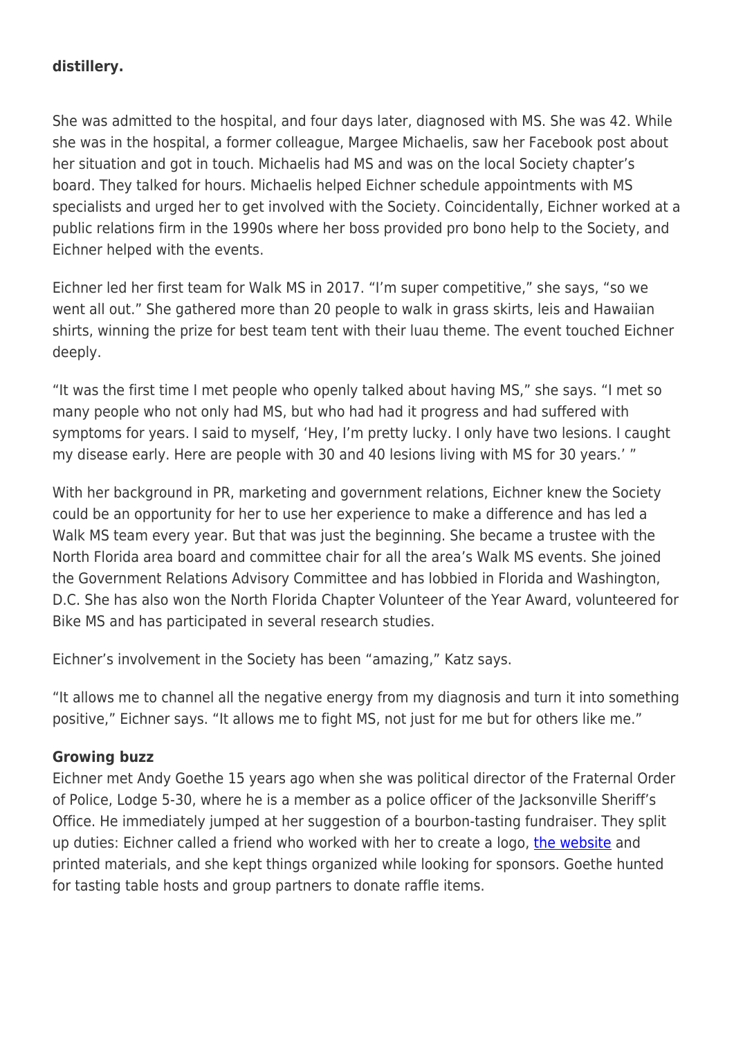**distillery.**

She was admitted to the hospital, and four days later, diagnosed with MS. She was 42. While she was in the hospital, a former colleague, Margee Michaelis, saw her Facebook post about her situation and got in touch. Michaelis had MS and was on the local Society chapter's board. They talked for hours. Michaelis helped Eichner schedule appointments with MS specialists and urged her to get involved with the Society. Coincidentally, Eichner worked at a public relations firm in the 1990s where her boss provided pro bono help to the Society, and Eichner helped with the events.

Eichner led her first team for Walk MS in 2017. "I'm super competitive," she says, "so we went all out." She gathered more than 20 people to walk in grass skirts, leis and Hawaiian shirts, winning the prize for best team tent with their luau theme. The event touched Eichner deeply.

"It was the first time I met people who openly talked about having MS," she says. "I met so many people who not only had MS, but who had had it progress and had suffered with symptoms for years. I said to myself, 'Hey, I'm pretty lucky. I only have two lesions. I caught my disease early. Here are people with 30 and 40 lesions living with MS for 30 years.' "

With her background in PR, marketing and government relations, Eichner knew the Society could be an opportunity for her to use her experience to make a difference and has led a Walk MS team every year. But that was just the beginning. She became a trustee with the North Florida area board and committee chair for all the area's Walk MS events. She joined the Government Relations Advisory Committee and has lobbied in Florida and Washington, D.C. She has also won the North Florida Chapter Volunteer of the Year Award, volunteered for Bike MS and has participated in several research studies.

Eichner's involvement in the Society has been "amazing," Katz says.

"It allows me to channel all the negative energy from my diagnosis and turn it into something positive," Eichner says. "It allows me to fight MS, not just for me but for others like me."

**Growing buzz**

Eichner met Andy Goethe 15 years ago when she was political director of the Fraternal Order of Police, Lodge 5-30, where he is a member as a police officer of the Jacksonville Sheriff's Office. He immediately jumped at her suggestion of a bourbon-tasting fundraiser. They split up duties: Eichner called a friend who worked with her to create a logo, the website and printed materials, and she kept things organized while looking for sponsors. Goethe hunted for tasting table hosts and group partners to donate raffle items.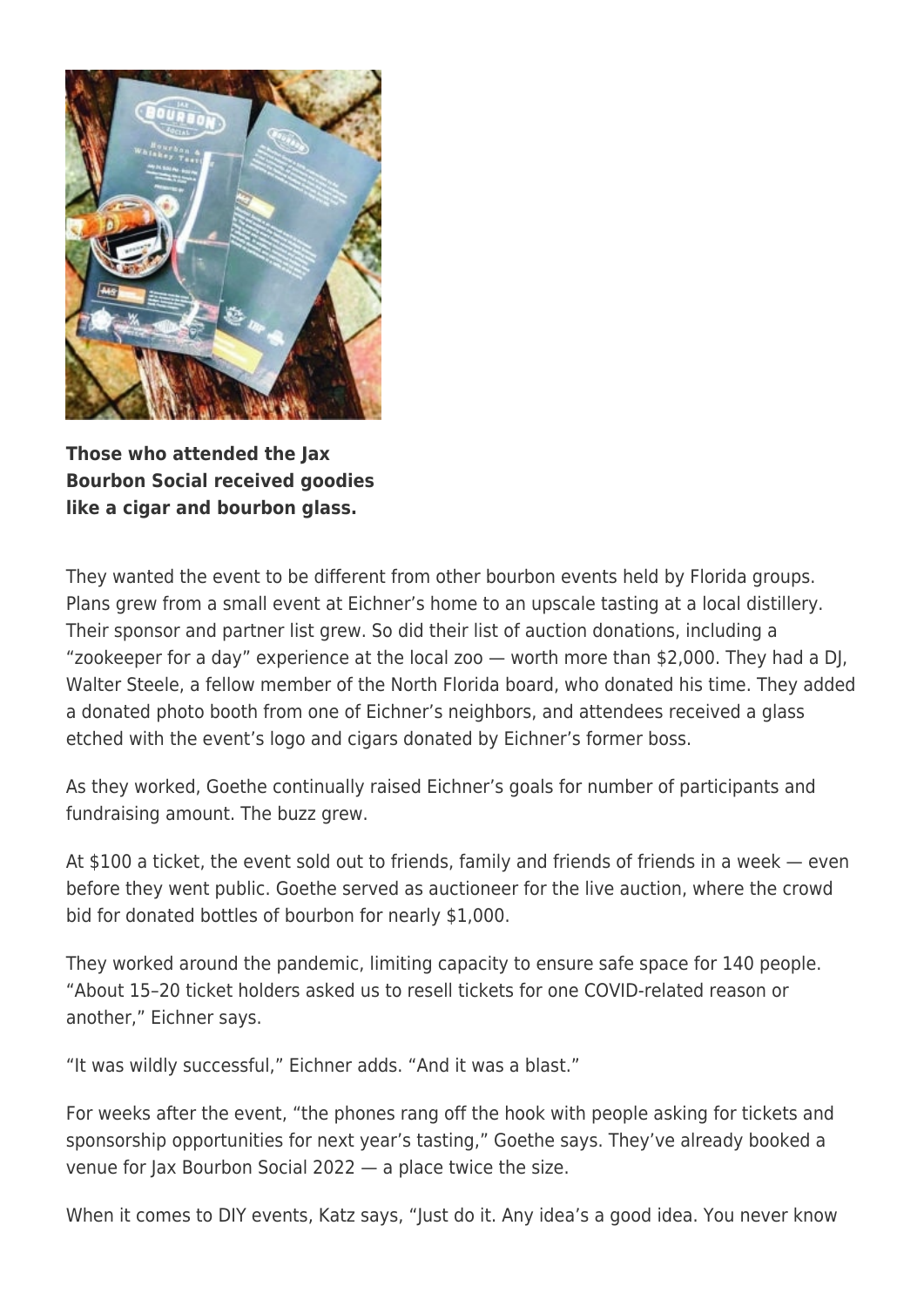**Those who attended the Jax Bourbon Social received goodies like a cigar and bourbon glass.**

They wanted the event to be different from other bourbon events held by Florida groups. Plans grew from a small event at Eichner's home to an upscale tasting at a local distillery. Their sponsor and partner list grew. So did their list of auction donations, including a "zookeeper for a day" experience at the local zoo — worth more than $2,000. They had a DJ, Walter Steele, a fellow member of the North Florida board, who donated his time. They added a donated photo booth from one of Eichner's neighbors, and attendees received a glass etched with the event's logo and cigars donated by Eichner's former boss.

As they worked, Goethe continually raised Eichner's goals for number of participants and fundraising amount. The buzz grew.

At $100 a ticket, the event sold out to friends, family and friends of friends in a week — even before they went public. Goethe served as auctioneer for the live auction, where the crowd bid for donated bottles of bourbon for nearly $1,000.

They worked around the pandemic, limiting capacity to ensure safe space for 140 people. "About 15–20 ticket holders asked us to resell tickets for one COVID-related reason or another," Eichner says.

"It was wildly successful," Eichner adds. "And it was a blast."

For weeks after the event, "the phones rang off the hook with people asking for tickets and sponsorship opportunities for next year's tasting," Goethe says. They've already booked a venue for Jax Bourbon Social 2022 — a place twice the size.

When it comes to DIY events, Katz says, "Just do it. Any idea's a good idea. You never know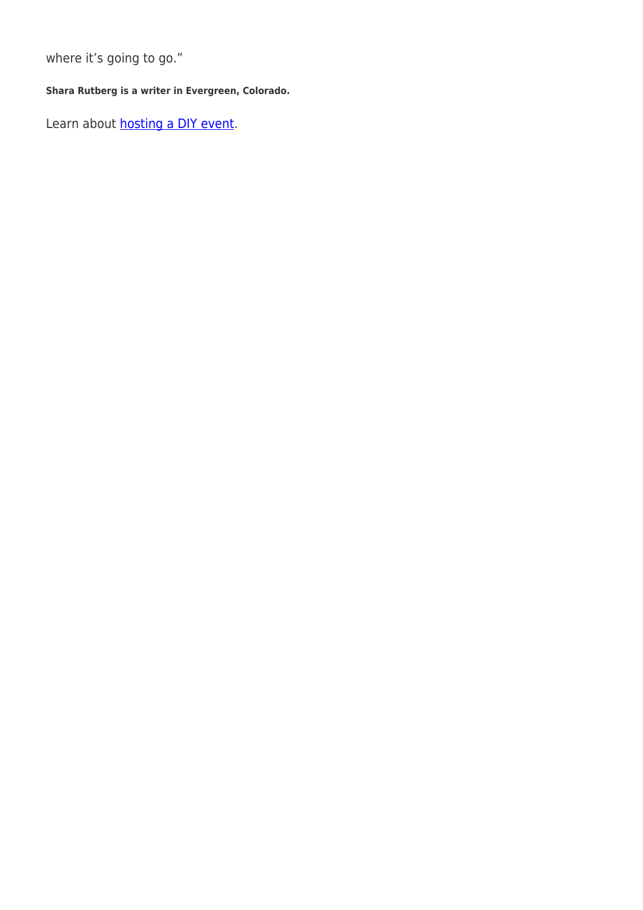where it’s going to go.”

**Shara Rutberg is a writer in Evergreen, Colorado.**

Learn about hosting a DIY event.